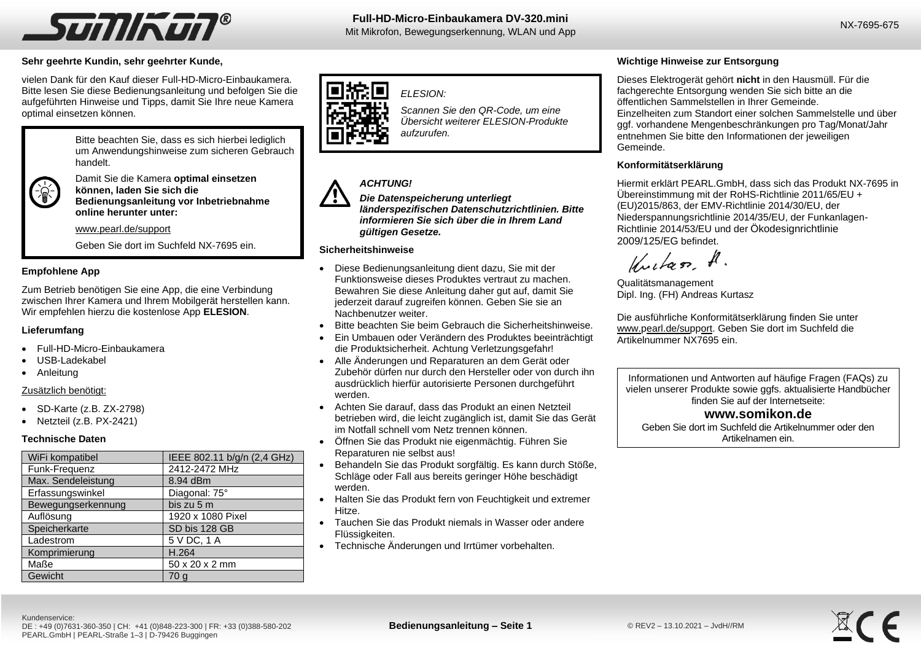# Full-HD-Micro-Einbaukamera DV-320.mini

Mit Mikrofon, Bewegungserkennung, WLAN und App

NX-7695-675

**Sehr geehrte Kundin, sehr geehrter Kunde,**

vielen Dank für den Kauf dieser Full-HD-Micro-Einbaukamera. Bitte lesen Sie diese Bedienungsanleitung und befolgen Sie die aufgeführten Hinweise und Tipps, damit Sie Ihre neue Kamera optimal einsetzen können.

> Bitte beachten Sie, dass es sich hierbei lediglich um Anwendungshinweise zum sicheren Gebrauch handelt.
>
> Damit Sie die Kamera **optimal einsetzen können, laden Sie sich die Bedienungsanleitung vor Inbetriebnahme online herunter unter:**
>
> www.pearl.de/support
>
> Geben Sie dort im Suchfeld NX-7695 ein.

### Empfohlene App

Zum Betrieb benötigen Sie eine App, die eine Verbindung zwischen Ihrer Kamera und Ihrem Mobilgerät herstellen kann. Wir empfehlen hierzu die kostenlose App **ELESION**.

### Lieferumfang

- Full-HD-Micro-Einbaukamera
- USB-Ladekabel
- Anleitung

Zusätzlich benötigt:

- SD-Karte (z.B. ZX-2798)
- Netzteil (z.B. PX-2421)

### Technische Daten

| | |
|---|---|
| WiFi kompatibel | IEEE 802.11 b/g/n (2,4 GHz) |
| Funk-Frequenz | 2412-2472 MHz |
| Max. Sendeleistung | 8.94 dBm |
| Erfassungswinkel | Diagonal: 75° |
| Bewegungserkennung | bis zu 5 m |
| Auflösung | 1920 x 1080 Pixel |
| Speicherkarte | SD bis 128 GB |
| Ladestrom | 5 V DC, 1 A |
| Komprimierung | H.264 |
| Maße | 50 x 20 x 2 mm |
| Gewicht | 70 g |

> *ELESION:*
>
> *Scannen Sie den QR-Code, um eine Übersicht weiterer ELESION-Produkte aufzurufen.*

***ACHTUNG!***

***Die Datenspeicherung unterliegt länderspezifischen Datenschutzrichtlinien. Bitte informieren Sie sich über die in Ihrem Land gültigen Gesetze.***

### Sicherheitshinweise

- Diese Bedienungsanleitung dient dazu, Sie mit der Funktionsweise dieses Produktes vertraut zu machen. Bewahren Sie diese Anleitung daher gut auf, damit Sie jederzeit darauf zugreifen können. Geben Sie sie an Nachbenutzer weiter.
- Bitte beachten Sie beim Gebrauch die Sicherheitshinweise.
- Ein Umbauen oder Verändern des Produktes beeinträchtigt die Produktsicherheit. Achtung Verletzungsgefahr!
- Alle Änderungen und Reparaturen an dem Gerät oder Zubehör dürfen nur durch den Hersteller oder von durch ihn ausdrücklich hierfür autorisierte Personen durchgeführt werden.
- Achten Sie darauf, dass das Produkt an einen Netzteil betrieben wird, die leicht zugänglich ist, damit Sie das Gerät im Notfall schnell vom Netz trennen können.
- Öffnen Sie das Produkt nie eigenmächtig. Führen Sie Reparaturen nie selbst aus!
- Behandeln Sie das Produkt sorgfältig. Es kann durch Stöße, Schläge oder Fall aus bereits geringer Höhe beschädigt werden.
- Halten Sie das Produkt fern von Feuchtigkeit und extremer Hitze.
- Tauchen Sie das Produkt niemals in Wasser oder andere Flüssigkeiten.
- Technische Änderungen und Irrtümer vorbehalten.

### Wichtige Hinweise zur Entsorgung

Dieses Elektrogerät gehört **nicht** in den Hausmüll. Für die fachgerechte Entsorgung wenden Sie sich bitte an die öffentlichen Sammelstellen in Ihrer Gemeinde.
Einzelheiten zum Standort einer solchen Sammelstelle und über ggf. vorhandene Mengenbeschränkungen pro Tag/Monat/Jahr entnehmen Sie bitte den Informationen der jeweiligen Gemeinde.

### Konformitätserklärung

Hiermit erklärt PEARL.GmbH, dass sich das Produkt NX-7695 in Übereinstimmung mit der RoHS-Richtlinie 2011/65/EU + (EU)2015/863, der EMV-Richtlinie 2014/30/EU, der Niederspannungsrichtlinie 2014/35/EU, der Funkanlagen-Richtlinie 2014/53/EU und der Ökodesignrichtlinie 2009/125/EG befindet.

Qualitätsmanagement
Dipl. Ing. (FH) Andreas Kurtasz

Die ausführliche Konformitätserklärung finden Sie unter www.pearl.de/support. Geben Sie dort im Suchfeld die Artikelnummer NX7695 ein.

> Informationen und Antworten auf häufige Fragen (FAQs) zu vielen unserer Produkte sowie ggfs. aktualisierte Handbücher finden Sie auf der Internetseite:
>
> **www.somikon.de**
>
> Geben Sie dort im Suchfeld die Artikelnummer oder den Artikelnamen ein.

Kundenservice:
DE : +49 (0)7631-360-350 | CH: +41 (0)848-223-300 | FR: +33 (0)388-580-202
PEARL.GmbH | PEARL-Straße 1–3 | D-79426 Buggingen

© REV2 – 13.10.2021 – JvdH//RM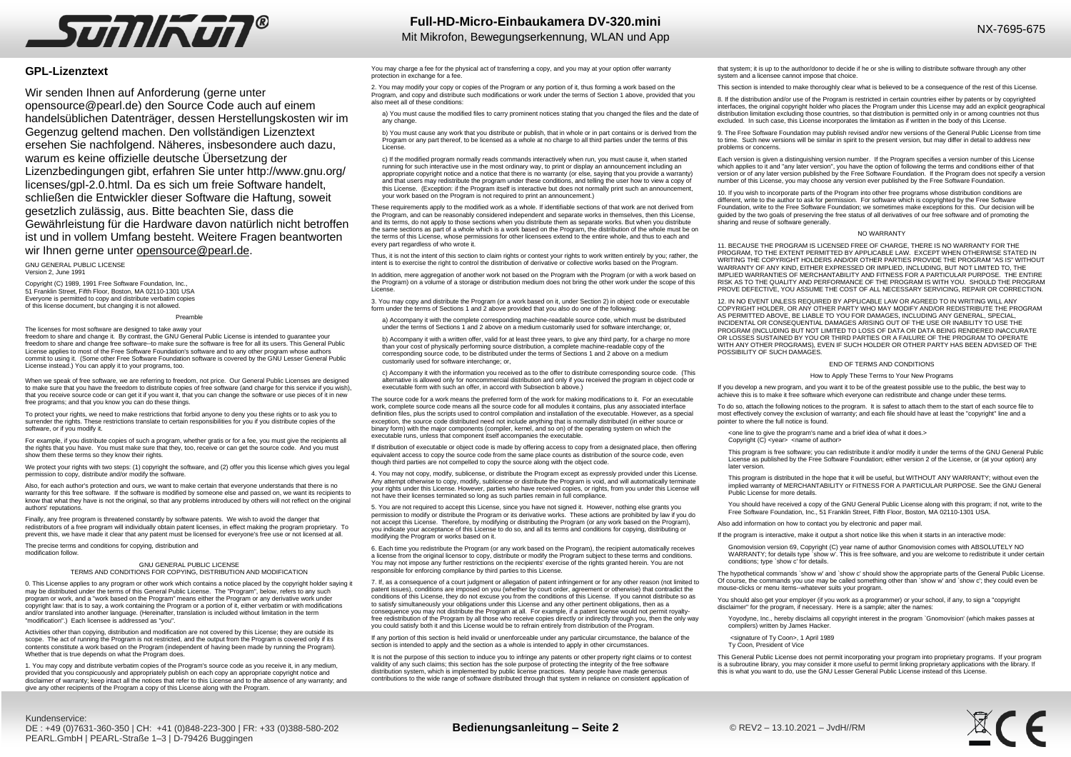## GPL-Lizenztext

Wir senden Ihnen auf Anforderung (gerne unter opensource@pearl.de) den Source Code auch auf einem handelsüblichen Datenträger, dessen Herstellungskosten wir im Gegenzug geltend machen. Den vollständigen Lizenztext ersehen Sie nachfolgend. Näheres, insbesondere auch dazu, warum es keine offizielle deutsche Übersetzung der Lizenzbedingungen gibt, erfahren Sie unter http://www.gnu.org/licenses/gpl-2.0.html. Da es sich um freie Software handelt, schließen die Entwickler dieser Software die Haftung, soweit gesetzlich zulässig, aus. Bitte beachten Sie, dass die Gewährleistung für die Hardware davon natürlich nicht betroffen ist und in vollem Umfang besteht. Weitere Fragen beantworten wir Ihnen gerne unter opensource@pearl.de.

GNU GENERAL PUBLIC LICENSE
Version 2, June 1991

Copyright (C) 1989, 1991 Free Software Foundation, Inc.,
51 Franklin Street, Fifth Floor, Boston, MA 02110-1301 USA
Everyone is permitted to copy and distribute verbatim copies
of this license document, but changing it is not allowed.

Preamble

The licenses for most software are designed to take away your freedom to share and change it. By contrast, the GNU General Public License is intended to guarantee your freedom to share and change free software--to make sure the software is free for all its users. This General Public License applies to most of the Free Software Foundation's software and to any other program whose authors commit to using it. (Some other Free Software Foundation software is covered by the GNU Lesser General Public License instead.) You can apply it to your programs, too.

When we speak of free software, we are referring to freedom, not price. Our General Public Licenses are designed to make sure that you have the freedom to distribute copies of free software (and charge for this service if you wish), that you receive source code or can get it if you want it, that you can change the software or use pieces of it in new free programs; and that you know you can do these things.

To protect your rights, we need to make restrictions that forbid anyone to deny you these rights or to ask you to surrender the rights. These restrictions translate to certain responsibilities for you if you distribute copies of the software, or if you modify it.

For example, if you distribute copies of such a program, whether gratis or for a fee, you must give the recipients all the rights that you have. You must make sure that they, too, receive or can get the source code. And you must show them these terms so they know their rights.

We protect your rights with two steps: (1) copyright the software, and (2) offer you this license which gives you legal permission to copy, distribute and/or modify the software.

Also, for each author's protection and ours, we want to make certain that everyone understands that there is no warranty for this free software. If the software is modified by someone else and passed on, we want its recipients to know that what they have is not the original, so that any problems introduced by others will not reflect on the original authors' reputations.

Finally, any free program is threatened constantly by software patents. We wish to avoid the danger that redistributors of a free program will individually obtain patent licenses, in effect making the program proprietary. To prevent this, we have made it clear that any patent must be licensed for everyone's free use or not licensed at all.

The precise terms and conditions for copying, distribution and modification follow.

GNU GENERAL PUBLIC LICENSE
TERMS AND CONDITIONS FOR COPYING, DISTRIBUTION AND MODIFICATION

0. This License applies to any program or other work which contains a notice placed by the copyright holder saying it may be distributed under the terms of this General Public License. The "Program", below, refers to any such program or work, and a "work based on the Program" means either the Program or any derivative work under copyright law: that is to say, a work containing the Program or a portion of it, either verbatim or with modifications and/or translated into another language. (Hereinafter, translation is included without limitation in the term "modification".) Each licensee is addressed as "you".

Activities other than copying, distribution and modification are not covered by this License; they are outside its scope. The act of running the Program is not restricted, and the output from the Program is covered only if its contents constitute a work based on the Program (independent of having been made by running the Program). Whether that is true depends on what the Program does.

1. You may copy and distribute verbatim copies of the Program's source code as you receive it, in any medium, provided that you conspicuously and appropriately publish on each copy an appropriate copyright notice and disclaimer of warranty; keep intact all the notices that refer to this License and to the absence of any warranty; and give any other recipients of the Program a copy of this License along with the Program.

You may charge a fee for the physical act of transferring a copy, and you may at your option offer warranty protection in exchange for a fee.

2. You may modify your copy or copies of the Program or any portion of it, thus forming a work based on the Program, and copy and distribute such modifications or work under the terms of Section 1 above, provided that you also meet all of these conditions:

a) You must cause the modified files to carry prominent notices stating that you changed the files and the date of any change.

b) You must cause any work that you distribute or publish, that in whole or in part contains or is derived from the Program or any part thereof, to be licensed as a whole at no charge to all third parties under the terms of this License.

c) If the modified program normally reads commands interactively when run, you must cause it, when started running for such interactive use in the most ordinary way, to print or display an announcement including an appropriate copyright notice and a notice that there is no warranty (or else, saying that you provide a warranty) and that users may redistribute the program under these conditions, and telling the user how to view a copy of this License. (Exception: if the Program itself is interactive but does not normally print such an announcement, your work based on the Program is not required to print an announcement.)

These requirements apply to the modified work as a whole. If identifiable sections of that work are not derived from the Program, and can be reasonably considered independent and separate works in themselves, then this License, and its terms, do not apply to those sections when you distribute them as separate works. But when you distribute the same sections as part of a whole which is a work based on the Program, the distribution of the whole must be on the terms of this License, whose permissions for other licensees extend to the entire whole, and thus to each and every part regardless of who wrote it.

Thus, it is not the intent of this section to claim rights or contest your rights to work written entirely by you; rather, the intent is to exercise the right to control the distribution of derivative or collective works based on the Program.

In addition, mere aggregation of another work not based on the Program with the Program (or with a work based on the Program) on a volume of a storage or distribution medium does not bring the other work under the scope of this License.

3. You may copy and distribute the Program (or a work based on it, under Section 2) in object code or executable form under the terms of Sections 1 and 2 above provided that you also do one of the following:

a) Accompany it with the complete corresponding machine-readable source code, which must be distributed under the terms of Sections 1 and 2 above on a medium customarily used for software interchange; or,

b) Accompany it with a written offer, valid for at least three years, to give any third party, for a charge no more than your cost of physically performing source distribution, a complete machine-readable copy of the corresponding source code, to be distributed under the terms of Sections 1 and 2 above on a medium customarily used for software interchange; or,

c) Accompany it with the information you received as to the offer to distribute corresponding source code. (This alternative is allowed only for noncommercial distribution and only if you received the program in object code or executable form with such an offer, in accord with Subsection b above.)

The source code for a work means the preferred form of the work for making modifications to it. For an executable work, complete source code means all the source code for all modules it contains, plus any associated interface definition files, plus the scripts used to control compilation and installation of the executable. However, as a special exception, the source code distributed need not include anything that is normally distributed (in either source or binary form) with the major components (compiler, kernel, and so on) of the operating system on which the executable runs, unless that component itself accompanies the executable.

If distribution of executable or object code is made by offering access to copy from a designated place, then offering equivalent access to copy the source code from the same place counts as distribution of the source code, even though third parties are not compelled to copy the source along with the object code.

4. You may not copy, modify, sublicense, or distribute the Program except as expressly provided under this License. Any attempt otherwise to copy, modify, sublicense or distribute the Program is void, and will automatically terminate your rights under this License. However, parties who have received copies, or rights, from you under this License will not have their licenses terminated so long as such parties remain in full compliance.

5. You are not required to accept this License, since you have not signed it. However, nothing else grants you permission to modify or distribute the Program or its derivative works. These actions are prohibited by law if you do not accept this License. Therefore, by modifying or distributing the Program (or any work based on the Program), you indicate your acceptance of this License to do so, and all its terms and conditions for copying, distributing or modifying the Program or works based on it.

6. Each time you redistribute the Program (or any work based on the Program), the recipient automatically receives a license from the original licensor to copy, distribute or modify the Program subject to these terms and conditions. You may not impose any further restrictions on the recipients' exercise of the rights granted herein. You are not responsible for enforcing compliance by third parties to this License.

7. If, as a consequence of a court judgment or allegation of patent infringement or for any other reason (not limited to patent issues), conditions are imposed on you (whether by court order, agreement or otherwise) that contradict the conditions of this License, they do not excuse you from the conditions of this License. If you cannot distribute so as to satisfy simultaneously your obligations under this License and any other pertinent obligations, then as a consequence you may not distribute the Program at all. For example, if a patent license would not permit royalty-free redistribution of the Program by all those who receive copies directly or indirectly through you, then the only way you could satisfy both it and this License would be to refrain entirely from distribution of the Program.

If any portion of this section is held invalid or unenforceable under any particular circumstance, the balance of the section is intended to apply and the section as a whole is intended to apply in other circumstances.

It is not the purpose of this section to induce you to infringe any patents or other property right claims or to contest validity of any such claims; this section has the sole purpose of protecting the integrity of the free software distribution system, which is implemented by public license practices. Many people have made generous contributions to the wide range of software distributed through that system in reliance on consistent application of that system; it is up to the author/donor to decide if he or she is willing to distribute software through any other system and a licensee cannot impose that choice.

This section is intended to make thoroughly clear what is believed to be a consequence of the rest of this License.

8. If the distribution and/or use of the Program is restricted in certain countries either by patents or by copyrighted interfaces, the original copyright holder who places the Program under this License may add an explicit geographical distribution limitation excluding those countries, so that distribution is permitted only in or among countries not thus excluded. In such case, this License incorporates the limitation as if written in the body of this License.

9. The Free Software Foundation may publish revised and/or new versions of the General Public License from time to time. Such new versions will be similar in spirit to the present version, but may differ in detail to address new problems or concerns.

Each version is given a distinguishing version number. If the Program specifies a version number of this License which applies to it and "any later version", you have the option of following the terms and conditions either of that version or of any later version published by the Free Software Foundation. If the Program does not specify a version number of this License, you may choose any version ever published by the Free Software Foundation.

10. If you wish to incorporate parts of the Program into other free programs whose distribution conditions are different, write to the author to ask for permission. For software which is copyrighted by the Free Software Foundation, write to the Free Software Foundation; we sometimes make exceptions for this. Our decision will be guided by the two goals of preserving the free status of all derivatives of our free software and of promoting the sharing and reuse of software generally.

NO WARRANTY

11. BECAUSE THE PROGRAM IS LICENSED FREE OF CHARGE, THERE IS NO WARRANTY FOR THE PROGRAM, TO THE EXTENT PERMITTED BY APPLICABLE LAW. EXCEPT WHEN OTHERWISE STATED IN WRITING THE COPYRIGHT HOLDERS AND/OR OTHER PARTIES PROVIDE THE PROGRAM "AS IS" WITHOUT WARRANTY OF ANY KIND, EITHER EXPRESSED OR IMPLIED, INCLUDING, BUT NOT LIMITED TO, THE IMPLIED WARRANTIES OF MERCHANTABILITY AND FITNESS FOR A PARTICULAR PURPOSE. THE ENTIRE RISK AS TO THE QUALITY AND PERFORMANCE OF THE PROGRAM IS WITH YOU. SHOULD THE PROGRAM PROVE DEFECTIVE, YOU ASSUME THE COST OF ALL NECESSARY SERVICING, REPAIR OR CORRECTION.

12. IN NO EVENT UNLESS REQUIRED BY APPLICABLE LAW OR AGREED TO IN WRITING WILL ANY COPYRIGHT HOLDER, OR ANY OTHER PARTY WHO MAY MODIFY AND/OR REDISTRIBUTE THE PROGRAM AS PERMITTED ABOVE, BE LIABLE TO YOU FOR DAMAGES, INCLUDING ANY GENERAL, SPECIAL, INCIDENTAL OR CONSEQUENTIAL DAMAGES ARISING OUT OF THE USE OR INABILITY TO USE THE PROGRAM (INCLUDING BUT NOT LIMITED TO LOSS OF DATA OR DATA BEING RENDERED INACCURATE OR LOSSES SUSTAINED BY YOU OR THIRD PARTIES OR A FAILURE OF THE PROGRAM TO OPERATE WITH ANY OTHER PROGRAMS), EVEN IF SUCH HOLDER OR OTHER PARTY HAS BEEN ADVISED OF THE POSSIBILITY OF SUCH DAMAGES.

END OF TERMS AND CONDITIONS

How to Apply These Terms to Your New Programs

If you develop a new program, and you want it to be of the greatest possible use to the public, the best way to achieve this is to make it free software which everyone can redistribute and change under these terms.

To do so, attach the following notices to the program. It is safest to attach them to the start of each source file to most effectively convey the exclusion of warranty; and each file should have at least the "copyright" line and a pointer to where the full notice is found.

<one line to give the program's name and a brief idea of what it does.>
Copyright (C) <year> <name of author>

This program is free software; you can redistribute it and/or modify it under the terms of the GNU General Public License as published by the Free Software Foundation; either version 2 of the License, or (at your option) any later version.

This program is distributed in the hope that it will be useful, but WITHOUT ANY WARRANTY; without even the implied warranty of MERCHANTABILITY or FITNESS FOR A PARTICULAR PURPOSE. See the GNU General Public License for more details.

You should have received a copy of the GNU General Public License along with this program; if not, write to the Free Software Foundation, Inc., 51 Franklin Street, Fifth Floor, Boston, MA 02110-1301 USA.

Also add information on how to contact you by electronic and paper mail.

If the program is interactive, make it output a short notice like this when it starts in an interactive mode:

Gnomovision version 69, Copyright (C) year name of author Gnomovision comes with ABSOLUTELY NO WARRANTY; for details type `show w'. This is free software, and you are welcome to redistribute it under certain conditions; type `show c' for details.

The hypothetical commands `show w' and `show c' should show the appropriate parts of the General Public License. Of course, the commands you use may be called something other than `show w' and `show c'; they could even be mouse-clicks or menu items--whatever suits your program.

You should also get your employer (if you work as a programmer) or your school, if any, to sign a "copyright disclaimer" for the program, if necessary. Here is a sample; alter the names:

Yoyodyne, Inc., hereby disclaims all copyright interest in the program `Gnomovision' (which makes passes at compilers) written by James Hacker.

<signature of Ty Coon>, 1 April 1989
Ty Coon, President of Vice

This General Public License does not permit incorporating your program into proprietary programs. If your program is a subroutine library, you may consider it more useful to permit linking proprietary applications with the library. If this is what you want to do, use the GNU Lesser General Public License instead of this License.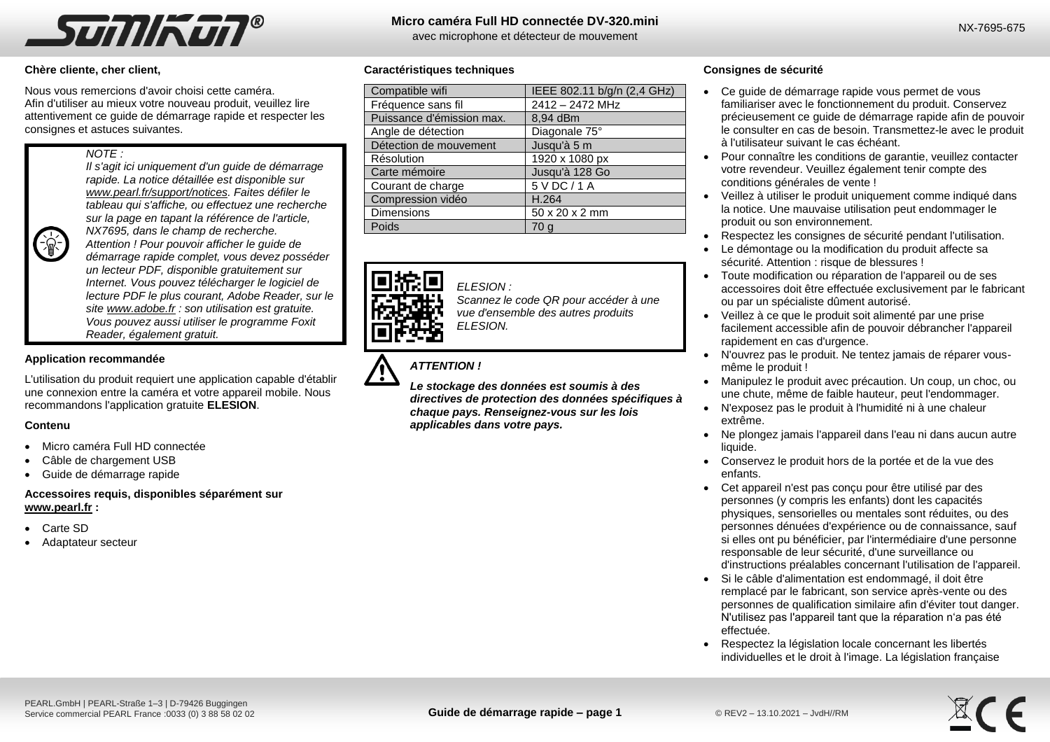# Micro caméra Full HD connectée DV-320.mini

avec microphone et détecteur de mouvement

NX-7695-675

### Chère cliente, cher client,

Nous vous remercions d'avoir choisi cette caméra.
Afin d'utiliser au mieux votre nouveau produit, veuillez lire attentivement ce guide de démarrage rapide et respecter les consignes et astuces suivantes.

*NOTE :*
*Il s'agit ici uniquement d'un guide de démarrage rapide. La notice détaillée est disponible sur www.pearl.fr/support/notices. Faites défiler le tableau qui s'affiche, ou effectuez une recherche sur la page en tapant la référence de l'article, NX7695, dans le champ de recherche.*
*Attention ! Pour pouvoir afficher le guide de démarrage rapide complet, vous devez posséder un lecteur PDF, disponible gratuitement sur Internet. Vous pouvez télécharger le logiciel de lecture PDF le plus courant, Adobe Reader, sur le site www.adobe.fr : son utilisation est gratuite. Vous pouvez aussi utiliser le programme Foxit Reader, également gratuit.*

### Application recommandée

L'utilisation du produit requiert une application capable d'établir une connexion entre la caméra et votre appareil mobile. Nous recommandons l'application gratuite **ELESION**.

### Contenu

- Micro caméra Full HD connectée
- Câble de chargement USB
- Guide de démarrage rapide

### Accessoires requis, disponibles séparément sur www.pearl.fr :

- Carte SD
- Adaptateur secteur

### Caractéristiques techniques

| | |
|---|---|
| Compatible wifi | IEEE 802.11 b/g/n (2,4 GHz) |
| Fréquence sans fil | 2412 – 2472 MHz |
| Puissance d'émission max. | 8,94 dBm |
| Angle de détection | Diagonale 75° |
| Détection de mouvement | Jusqu'à 5 m |
| Résolution | 1920 x 1080 px |
| Carte mémoire | Jusqu'à 128 Go |
| Courant de charge | 5 V DC / 1 A |
| Compression vidéo | H.264 |
| Dimensions | 50 x 20 x 2 mm |
| Poids | 70 g |

*ELESION :*
*Scannez le code QR pour accéder à une vue d'ensemble des autres produits ELESION.*

***ATTENTION !***

***Le stockage des données est soumis à des directives de protection des données spécifiques à chaque pays. Renseignez-vous sur les lois applicables dans votre pays.***

### Consignes de sécurité

- Ce guide de démarrage rapide vous permet de vous familiariser avec le fonctionnement du produit. Conservez précieusement ce guide de démarrage rapide afin de pouvoir le consulter en cas de besoin. Transmettez-le avec le produit à l'utilisateur suivant le cas échéant.
- Pour connaître les conditions de garantie, veuillez contacter votre revendeur. Veuillez également tenir compte des conditions générales de vente !
- Veillez à utiliser le produit uniquement comme indiqué dans la notice. Une mauvaise utilisation peut endommager le produit ou son environnement.
- Respectez les consignes de sécurité pendant l'utilisation.
- Le démontage ou la modification du produit affecte sa sécurité. Attention : risque de blessures !
- Toute modification ou réparation de l'appareil ou de ses accessoires doit être effectuée exclusivement par le fabricant ou par un spécialiste dûment autorisé.
- Veillez à ce que le produit soit alimenté par une prise facilement accessible afin de pouvoir débrancher l'appareil rapidement en cas d'urgence.
- N'ouvrez pas le produit. Ne tentez jamais de réparer vous-même le produit !
- Manipulez le produit avec précaution. Un coup, un choc, ou une chute, même de faible hauteur, peut l'endommager.
- N'exposez pas le produit à l'humidité ni à une chaleur extrême.
- Ne plongez jamais l'appareil dans l'eau ni dans aucun autre liquide.
- Conservez le produit hors de la portée et de la vue des enfants.
- Cet appareil n'est pas conçu pour être utilisé par des personnes (y compris les enfants) dont les capacités physiques, sensorielles ou mentales sont réduites, ou des personnes dénuées d'expérience ou de connaissance, sauf si elles ont pu bénéficier, par l'intermédiaire d'une personne responsable de leur sécurité, d'une surveillance ou d'instructions préalables concernant l'utilisation de l'appareil.
- Si le câble d'alimentation est endommagé, il doit être remplacé par le fabricant, son service après-vente ou des personnes de qualification similaire afin d'éviter tout danger. N'utilisez pas l'appareil tant que la réparation n'a pas été effectuée.
- Respectez la législation locale concernant les libertés individuelles et le droit à l'image. La législation française

PEARL.GmbH | PEARL-Straße 1–3 | D-79426 Buggingen
Service commercial PEARL France :0033 (0) 3 88 58 02 02

© REV2 – 13.10.2021 – JvdH//RM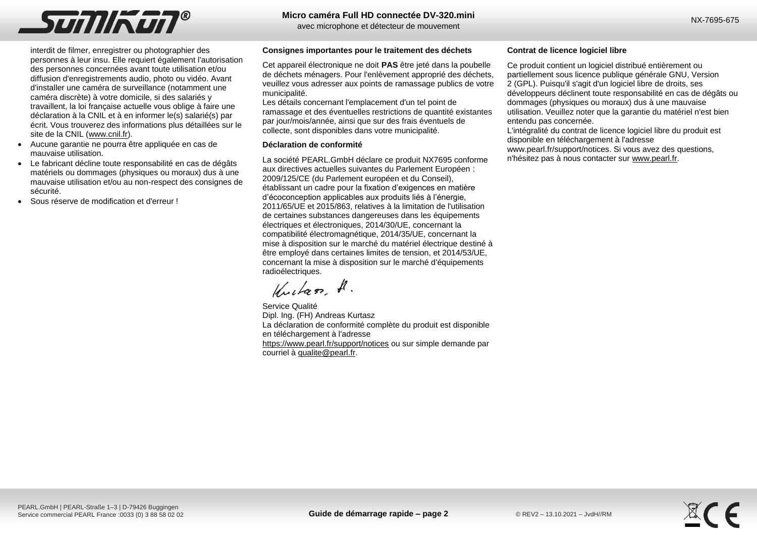interdit de filmer, enregistrer ou photographier des personnes à leur insu. Elle requiert également l'autorisation des personnes concernées avant toute utilisation et/ou diffusion d'enregistrements audio, photo ou vidéo. Avant d'installer une caméra de surveillance (notamment une caméra discrète) à votre domicile, si des salariés y travaillent, la loi française actuelle vous oblige à faire une déclaration à la CNIL et à en informer le(s) salarié(s) par écrit. Vous trouverez des informations plus détaillées sur le site de la CNIL (www.cnil.fr).

- Aucune garantie ne pourra être appliquée en cas de mauvaise utilisation.
- Le fabricant décline toute responsabilité en cas de dégâts matériels ou dommages (physiques ou moraux) dus à une mauvaise utilisation et/ou au non-respect des consignes de sécurité.
- Sous réserve de modification et d'erreur !

### Consignes importantes pour le traitement des déchets

Cet appareil électronique ne doit **PAS** être jeté dans la poubelle de déchets ménagers. Pour l'enlèvement approprié des déchets, veuillez vous adresser aux points de ramassage publics de votre municipalité.
Les détails concernant l'emplacement d'un tel point de ramassage et des éventuelles restrictions de quantité existantes par jour/mois/année, ainsi que sur des frais éventuels de collecte, sont disponibles dans votre municipalité.

### Déclaration de conformité

La société PEARL.GmbH déclare ce produit NX7695 conforme aux directives actuelles suivantes du Parlement Européen : 2009/125/CE (du Parlement européen et du Conseil), établissant un cadre pour la fixation d'exigences en matière d'écoconception applicables aux produits liés à l'énergie, 2011/65/UE et 2015/863, relatives à la limitation de l'utilisation de certaines substances dangereuses dans les équipements électriques et électroniques, 2014/30/UE, concernant la compatibilité électromagnétique, 2014/35/UE, concernant la mise à disposition sur le marché du matériel électrique destiné à être employé dans certaines limites de tension, et 2014/53/UE, concernant la mise à disposition sur le marché d'équipements radioélectriques.

Service Qualité
Dipl. Ing. (FH) Andreas Kurtasz
La déclaration de conformité complète du produit est disponible en téléchargement à l'adresse https://www.pearl.fr/support/notices ou sur simple demande par courriel à qualite@pearl.fr.

### Contrat de licence logiciel libre

Ce produit contient un logiciel distribué entièrement ou partiellement sous licence publique générale GNU, Version 2 (GPL). Puisqu'il s'agit d'un logiciel libre de droits, ses développeurs déclinent toute responsabilité en cas de dégâts ou dommages (physiques ou moraux) dus à une mauvaise utilisation. Veuillez noter que la garantie du matériel n'est bien entendu pas concernée.
L'intégralité du contrat de licence logiciel libre du produit est disponible en téléchargement à l'adresse www.pearl.fr/support/notices. Si vous avez des questions, n'hésitez pas à nous contacter sur www.pearl.fr.